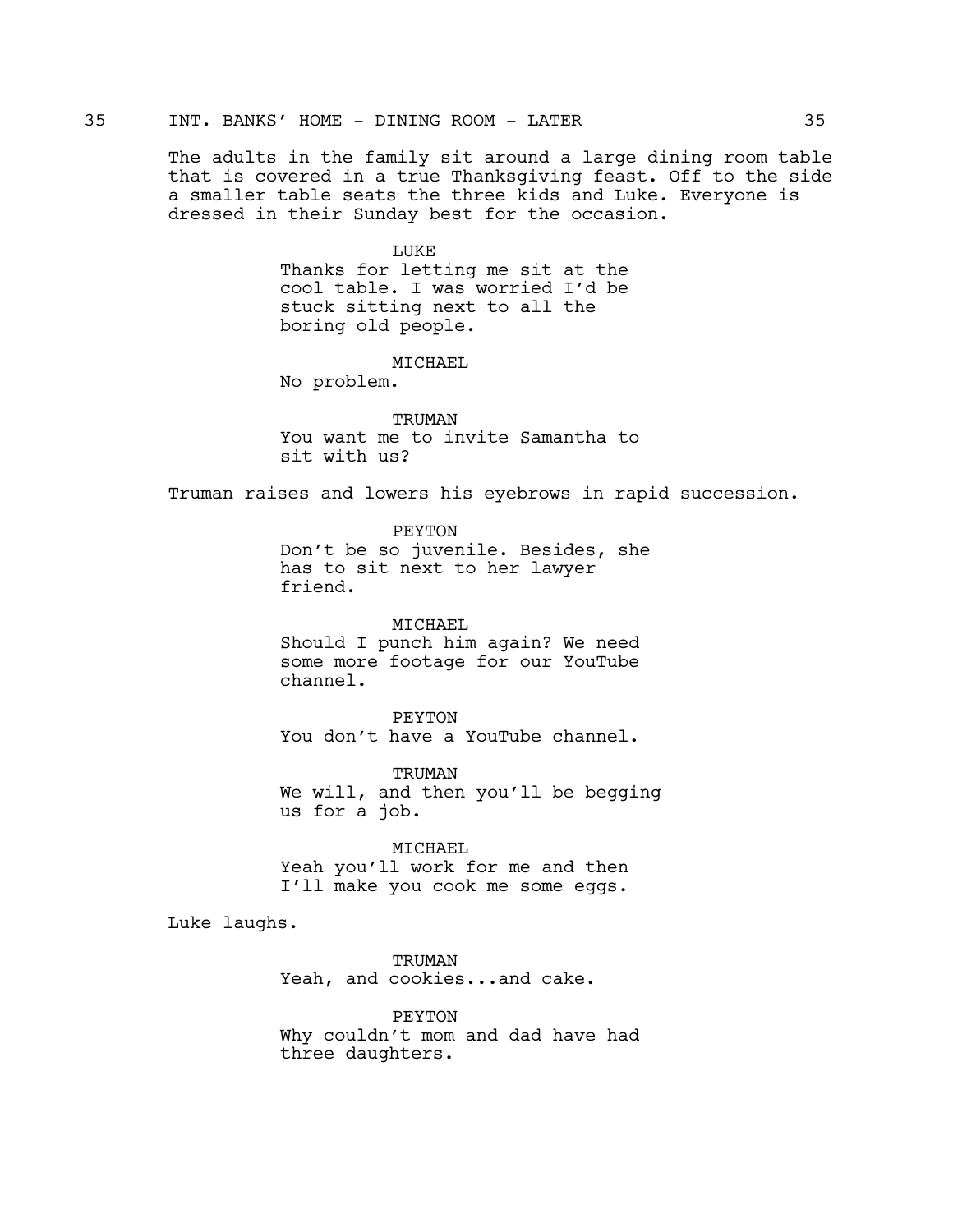35 INT. BANKS' HOME - DINING ROOM - LATER 35

The adults in the family sit around a large dining room table that is covered in a true Thanksgiving feast. Off to the side a smaller table seats the three kids and Luke. Everyone is dressed in their Sunday best for the occasion.

LUKE
Thanks for letting me sit at the cool table. I was worried I'd be stuck sitting next to all the boring old people.

MICHAEL
No problem.

TRUMAN
You want me to invite Samantha to sit with us?

Truman raises and lowers his eyebrows in rapid succession.

PEYTON
Don't be so juvenile. Besides, she has to sit next to her lawyer friend.

MICHAEL
Should I punch him again? We need some more footage for our YouTube channel.

PEYTON
You don't have a YouTube channel.

TRUMAN
We will, and then you'll be begging us for a job.

MICHAEL
Yeah you'll work for me and then I'll make you cook me some eggs.

Luke laughs.

TRUMAN
Yeah, and cookies...and cake.

PEYTON
Why couldn't mom and dad have had three daughters.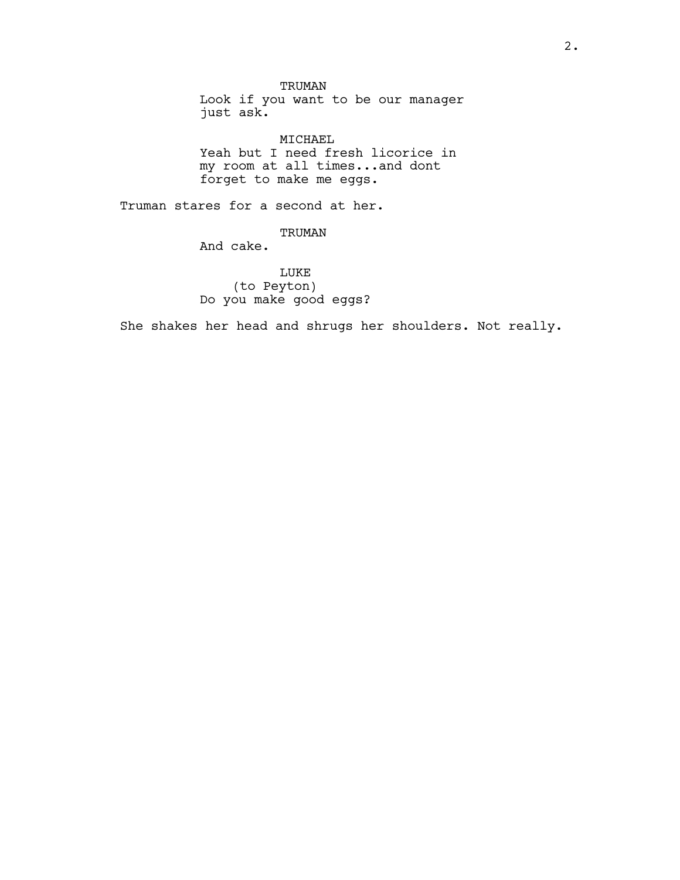TRUMAN
Look if you want to be our manager just ask.

MICHAEL
Yeah but I need fresh licorice in my room at all times...and dont forget to make me eggs.

Truman stares for a second at her.

TRUMAN
And cake.

LUKE
(to Peyton)
Do you make good eggs?

She shakes her head and shrugs her shoulders. Not really.